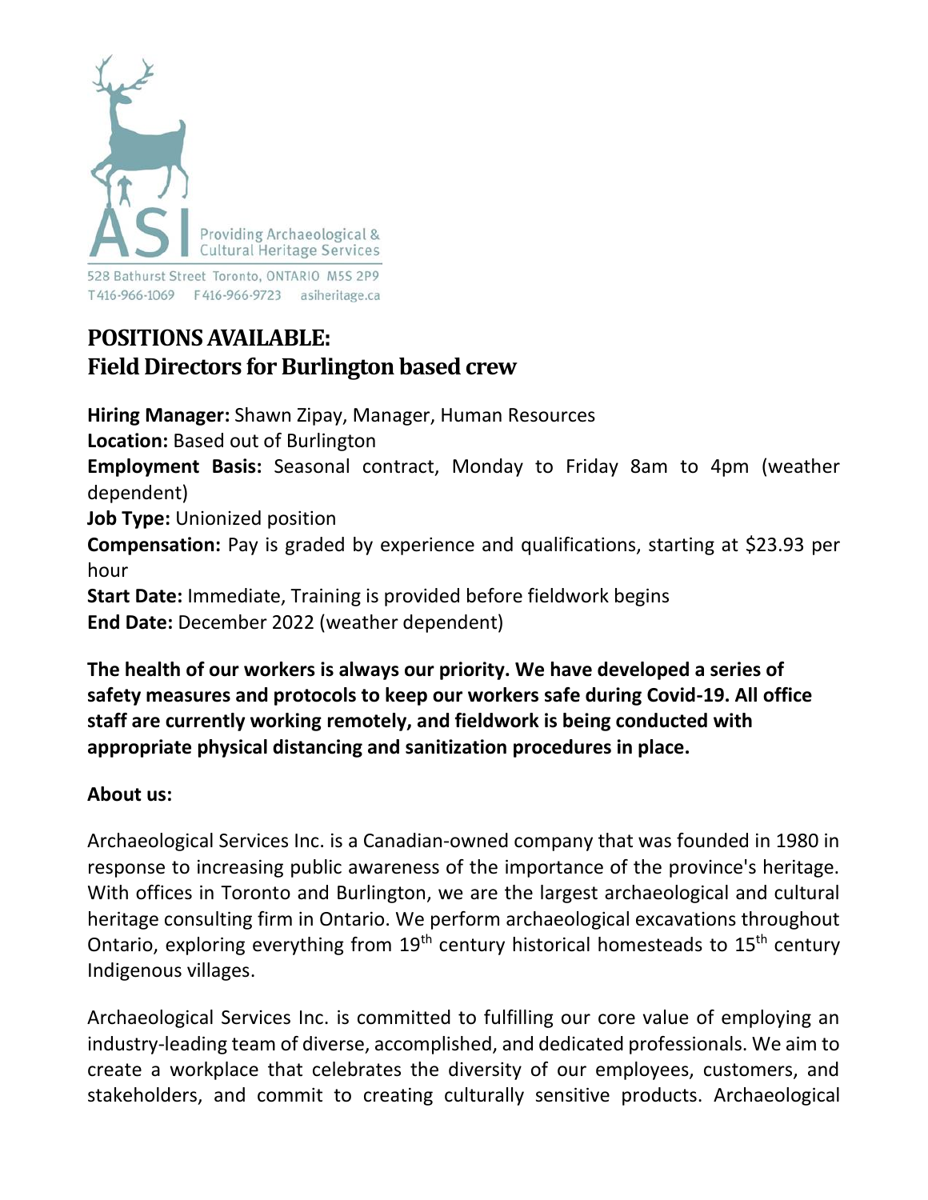Providing Archaeological & Cultural Heritage Services

528 Bathurst Street Toronto, ONTARIO M5S 2P9
T416-966-1069 F416-966-9723 asiheritage.ca

# POSITIONS AVAILABLE: Field Directors for Burlington based crew

**Hiring Manager:** Shawn Zipay, Manager, Human Resources
**Location:** Based out of Burlington
**Employment Basis:** Seasonal contract, Monday to Friday 8am to 4pm (weather dependent)
**Job Type:** Unionized position
**Compensation:** Pay is graded by experience and qualifications, starting at $23.93 per hour
**Start Date:** Immediate, Training is provided before fieldwork begins
**End Date:** December 2022 (weather dependent)

**The health of our workers is always our priority. We have developed a series of safety measures and protocols to keep our workers safe during Covid-19. All office staff are currently working remotely, and fieldwork is being conducted with appropriate physical distancing and sanitization procedures in place.**

**About us:**

Archaeological Services Inc. is a Canadian-owned company that was founded in 1980 in response to increasing public awareness of the importance of the province's heritage. With offices in Toronto and Burlington, we are the largest archaeological and cultural heritage consulting firm in Ontario. We perform archaeological excavations throughout Ontario, exploring everything from 19th century historical homesteads to 15th century Indigenous villages.

Archaeological Services Inc. is committed to fulfilling our core value of employing an industry-leading team of diverse, accomplished, and dedicated professionals. We aim to create a workplace that celebrates the diversity of our employees, customers, and stakeholders, and commit to creating culturally sensitive products. Archaeological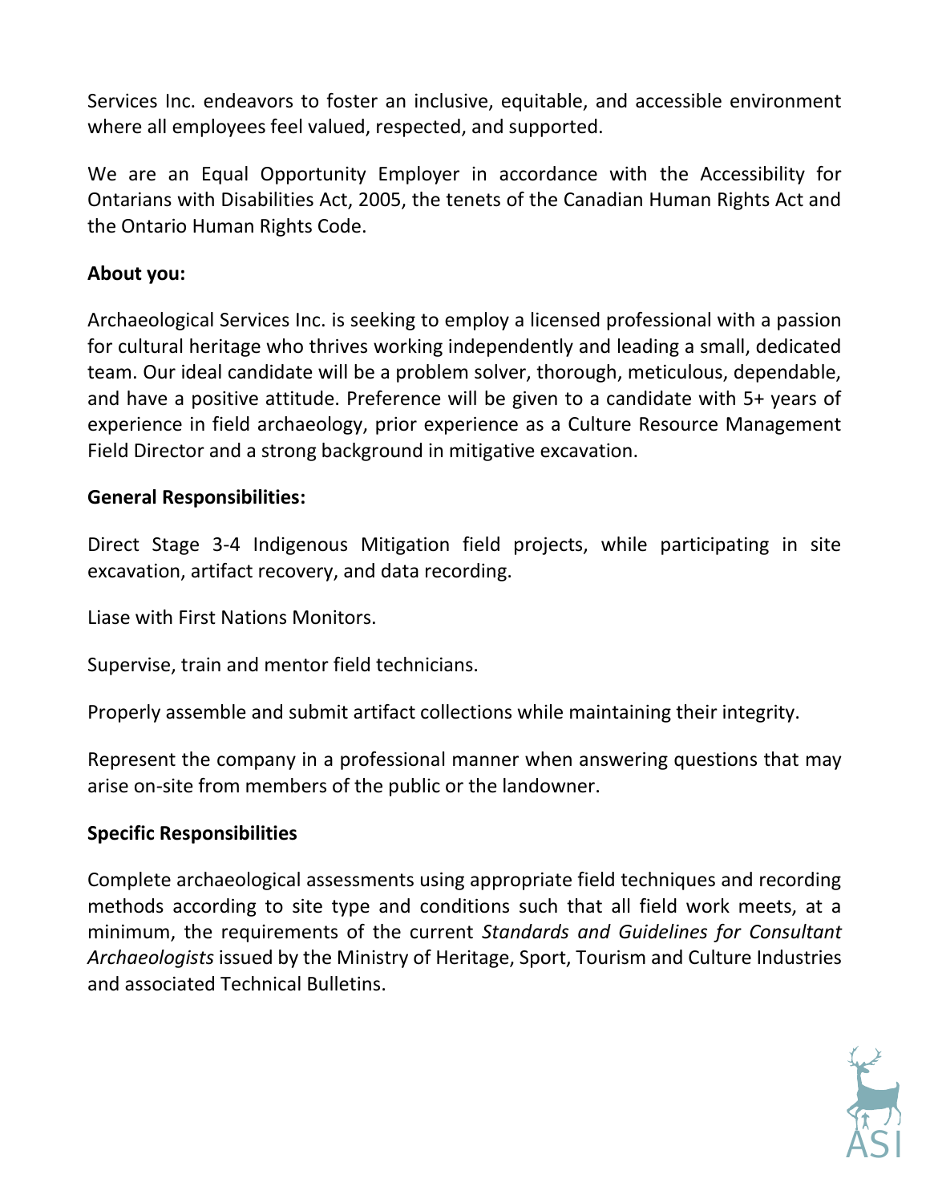Services Inc. endeavors to foster an inclusive, equitable, and accessible environment where all employees feel valued, respected, and supported.

We are an Equal Opportunity Employer in accordance with the Accessibility for Ontarians with Disabilities Act, 2005, the tenets of the Canadian Human Rights Act and the Ontario Human Rights Code.

**About you:**

Archaeological Services Inc. is seeking to employ a licensed professional with a passion for cultural heritage who thrives working independently and leading a small, dedicated team. Our ideal candidate will be a problem solver, thorough, meticulous, dependable, and have a positive attitude. Preference will be given to a candidate with 5+ years of experience in field archaeology, prior experience as a Culture Resource Management Field Director and a strong background in mitigative excavation.

**General Responsibilities:**

Direct Stage 3-4 Indigenous Mitigation field projects, while participating in site excavation, artifact recovery, and data recording.

Liase with First Nations Monitors.

Supervise, train and mentor field technicians.

Properly assemble and submit artifact collections while maintaining their integrity.

Represent the company in a professional manner when answering questions that may arise on-site from members of the public or the landowner.

**Specific Responsibilities**

Complete archaeological assessments using appropriate field techniques and recording methods according to site type and conditions such that all field work meets, at a minimum, the requirements of the current *Standards and Guidelines for Consultant Archaeologists* issued by the Ministry of Heritage, Sport, Tourism and Culture Industries and associated Technical Bulletins.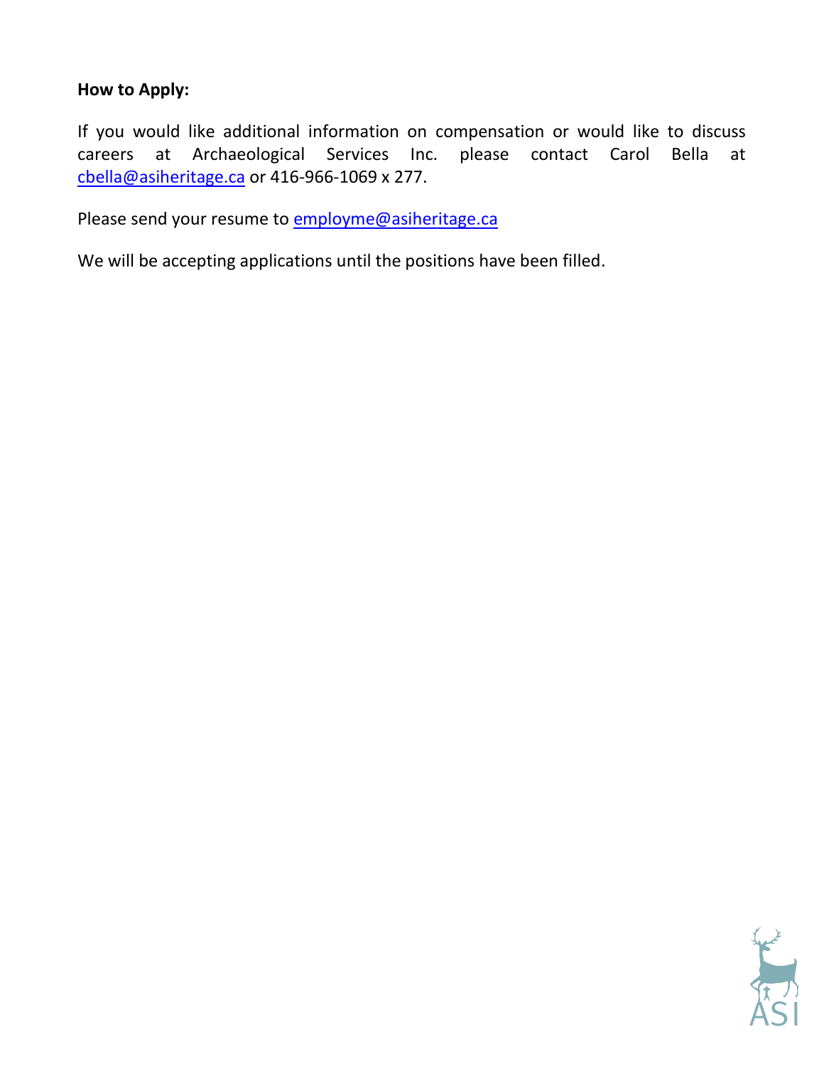**How to Apply:**

If you would like additional information on compensation or would like to discuss careers at Archaeological Services Inc. please contact Carol Bella at cbella@asiheritage.ca or 416-966-1069 x 277.

Please send your resume to employme@asiheritage.ca

We will be accepting applications until the positions have been filled.